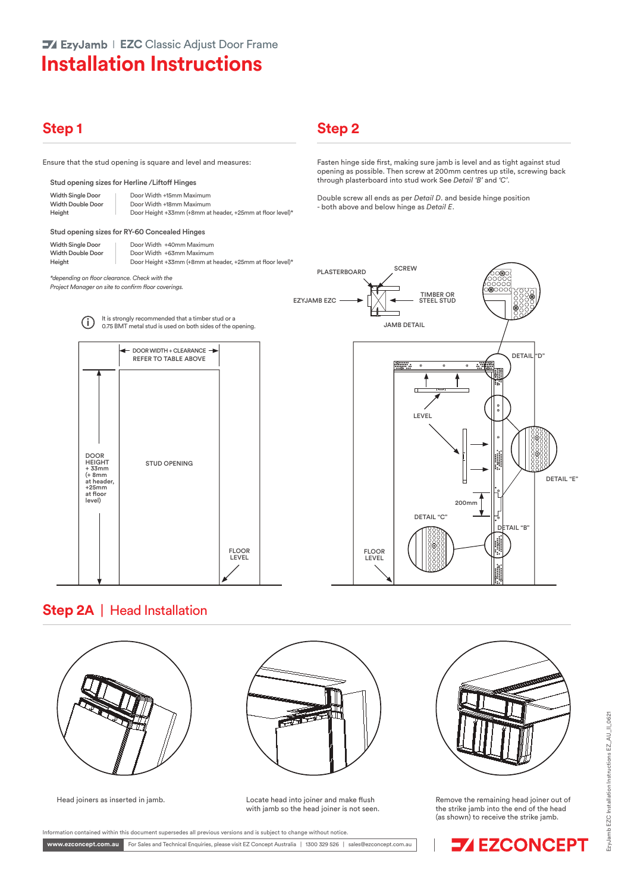EzyJamb | EZC Classic Adjust Door Frame

# Installation Instructions

## Step 1

Ensure that the stud opening is square and level and measures:

### Stud opening sizes for Herline /Liftoff Hinges

| | |
|---|---|
| Width Single Door | Door Width +15mm Maximum |
| Width Double Door | Door Width +18mm Maximum |
| Height | Door Height +33mm (+8mm at header, +25mm at floor level)* |

### Stud opening sizes for RY-60 Concealed Hinges

| | |
|---|---|
| Width Single Door | Door Width +40mm Maximum |
| Width Double Door | Door Width +63mm Maximum |
| Height | Door Height +33mm (+8mm at header, +25mm at floor level)* |

*\*depending on floor clearance. Check with the Project Manager on site to confirm floor coverings.*

It is strongly recommended that a timber stud or a 0.75 BMT metal stud is used on both sides of the opening.

DOOR WIDTH + CLEARANCE REFER TO TABLE ABOVE

DOOR HEIGHT + 33mm (+ 8mm at header, +25mm at floor level)

STUD OPENING

FLOOR LEVEL

## Step 2

Fasten hinge side first, making sure jamb is level and as tight against stud opening as possible. Then screw at 200mm centres up stile, screwing back through plasterboard into stud work See *Detail 'B'* and *'C'*.

Double screw all ends as per *Detail D*. and beside hinge position - both above and below hinge as *Detail E*.

PLASTERBOARD

SCREW

EZYJAMB EZC

TIMBER OR STEEL STUD

JAMB DETAIL

DETAIL "D"

LEVEL

DETAIL "E"

200mm

DETAIL "C"

DETAIL "B"

FLOOR LEVEL

## Step 2A | Head Installation

Head joiners as inserted in jamb.

Locate head joiner and make flush with jamb so the head joiner is not seen.

Remove the remaining head joiner out of the strike jamb into the end of the head (as shown) to receive the strike jamb.

Information contained within this document supersedes all previous versions and is subject to change without notice.

www.ezconcept.com.au | For Sales and Technical Enquiries, please visit EZ Concept Australia | 1300 329 526 | sales@ezconcept.com.au

EZCONCEPT

EzyJamb EZC Installation Instructions EZ_AU_II_0621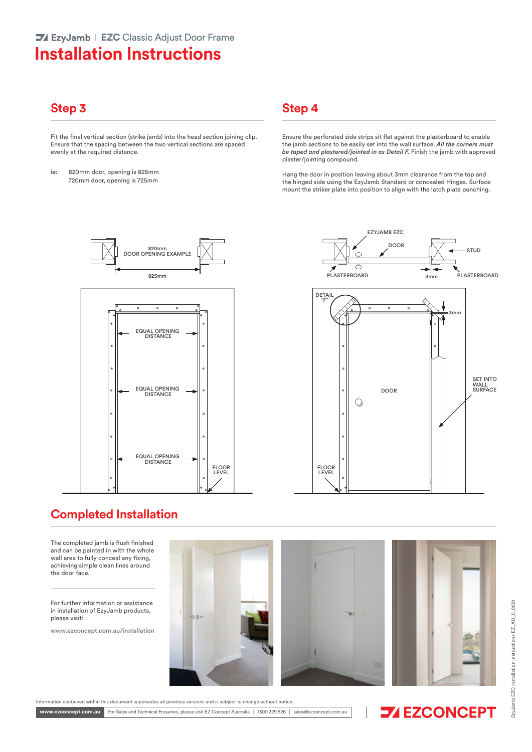EzyJamb | EZC Classic Adjust Door Frame

# Installation Instructions

## Step 3

Fit the final vertical section (strike jamb) into the head section joining clip. Ensure that the spacing between the two vertical sections are spaced evenly at the required distance.

ie: 820mm door, opening is 825mm
720mm door, opening is 725mm

820mm
DOOR OPENING EXAMPLE
825mm

EQUAL OPENING DISTANCE
EQUAL OPENING DISTANCE
EQUAL OPENING DISTANCE
FLOOR LEVEL

## Step 4

Ensure the perforated side strips sit flat against the plasterboard to enable the jamb sections to be easily set into the wall surface. ***All the corners must be taped and plastered/jointed in as Detail F.*** Finish the jamb with approved plaster/jointing compound.

Hang the door in position leaving about 3mm clearance from the top and the hinged side using the EzyJamb Standard or concealed Hinges. Surface mount the striker plate into position to align with the latch plate punching.

EZYJAMB EZC
DOOR
STUD
PLASTERBOARD
3mm
PLASTERBOARD

DETAIL "F"
3mm
DOOR
SET INTO WALL SURFACE
FLOOR LEVEL

## Completed Installation

The completed jamb is flush finished and can be painted in with the whole wall area to fully conceal any fixing, achieving simple clean lines around the door face.

For further information or assistance in installation of EzyJamb products, please visit:

www.ezconcept.com.au/installation

Information contained within this document supersedes all previous versions and is subject to change without notice.

www.ezconcept.com.au | For Sales and Technical Enquiries, please visit EZ Concept Australia | 1300 329 526 | sales@ezconcept.com.au

EZCONCEPT

EzyJamb EZC Installation Instructions EZ_AU_II_0621